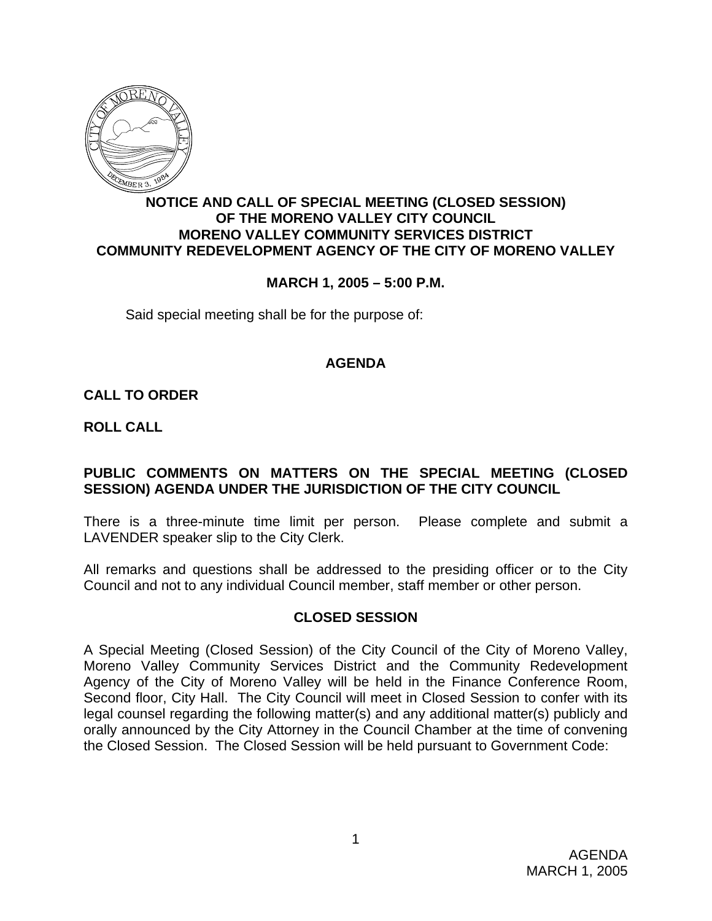**NOTICE AND CALL OF SPECIAL MEETING (CLOSED SESSION)
OF THE MORENO VALLEY CITY COUNCIL
MORENO VALLEY COMMUNITY SERVICES DISTRICT
COMMUNITY REDEVELOPMENT AGENCY OF THE CITY OF MORENO VALLEY**

**MARCH 1, 2005 – 5:00 P.M.**

Said special meeting shall be for the purpose of:

## AGENDA

**CALL TO ORDER**

**ROLL CALL**

**PUBLIC COMMENTS ON MATTERS ON THE SPECIAL MEETING (CLOSED SESSION) AGENDA UNDER THE JURISDICTION OF THE CITY COUNCIL**

There is a three-minute time limit per person. Please complete and submit a LAVENDER speaker slip to the City Clerk.

All remarks and questions shall be addressed to the presiding officer or to the City Council and not to any individual Council member, staff member or other person.

## CLOSED SESSION

A Special Meeting (Closed Session) of the City Council of the City of Moreno Valley, Moreno Valley Community Services District and the Community Redevelopment Agency of the City of Moreno Valley will be held in the Finance Conference Room, Second floor, City Hall. The City Council will meet in Closed Session to confer with its legal counsel regarding the following matter(s) and any additional matter(s) publicly and orally announced by the City Attorney in the Council Chamber at the time of convening the Closed Session. The Closed Session will be held pursuant to Government Code: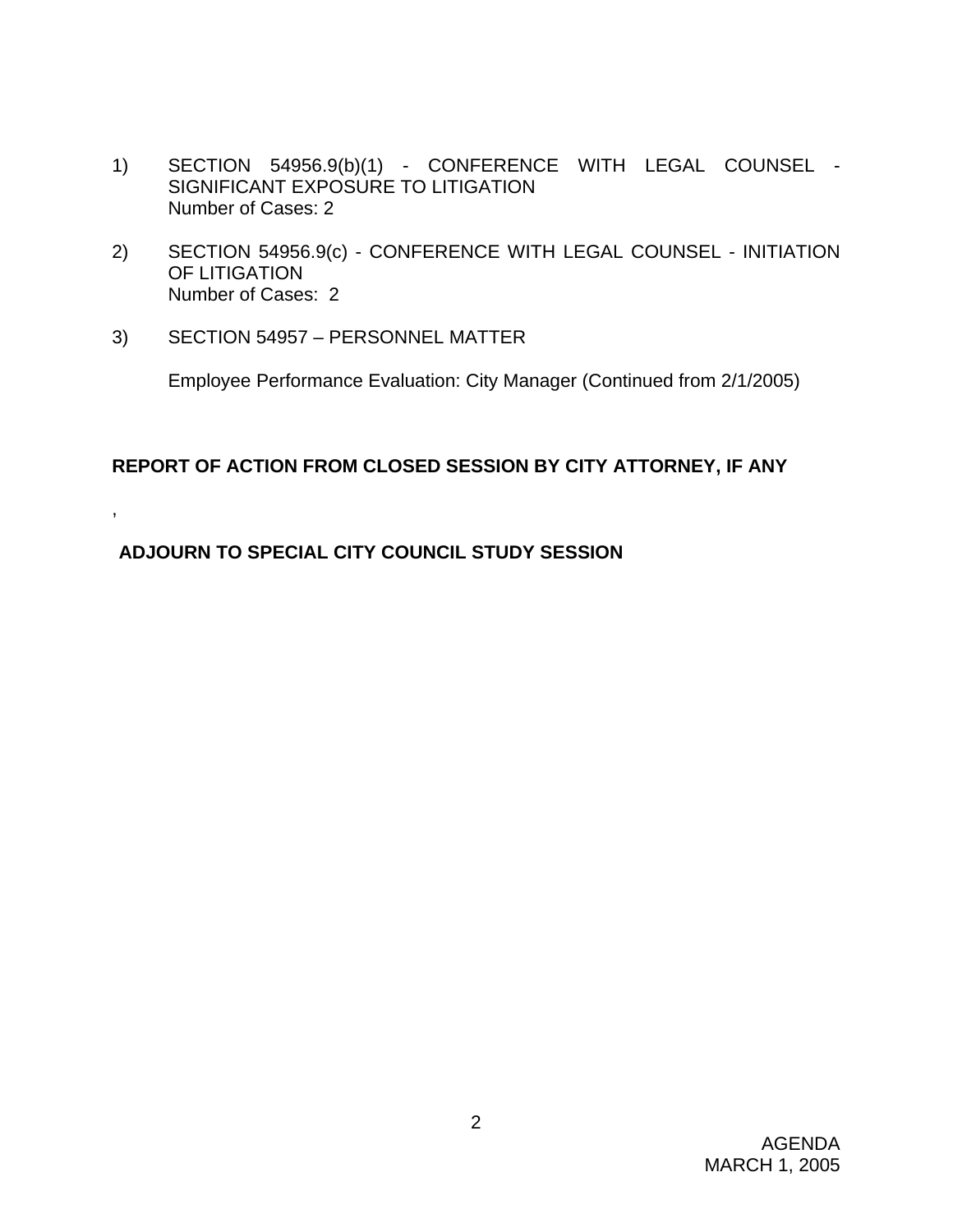1) SECTION 54956.9(b)(1) - CONFERENCE WITH LEGAL COUNSEL - SIGNIFICANT EXPOSURE TO LITIGATION
   Number of Cases: 2

2) SECTION 54956.9(c) - CONFERENCE WITH LEGAL COUNSEL - INITIATION OF LITIGATION
   Number of Cases: 2

3) SECTION 54957 – PERSONNEL MATTER

   Employee Performance Evaluation: City Manager (Continued from 2/1/2005)

**REPORT OF ACTION FROM CLOSED SESSION BY CITY ATTORNEY, IF ANY**

,

**ADJOURN TO SPECIAL CITY COUNCIL STUDY SESSION**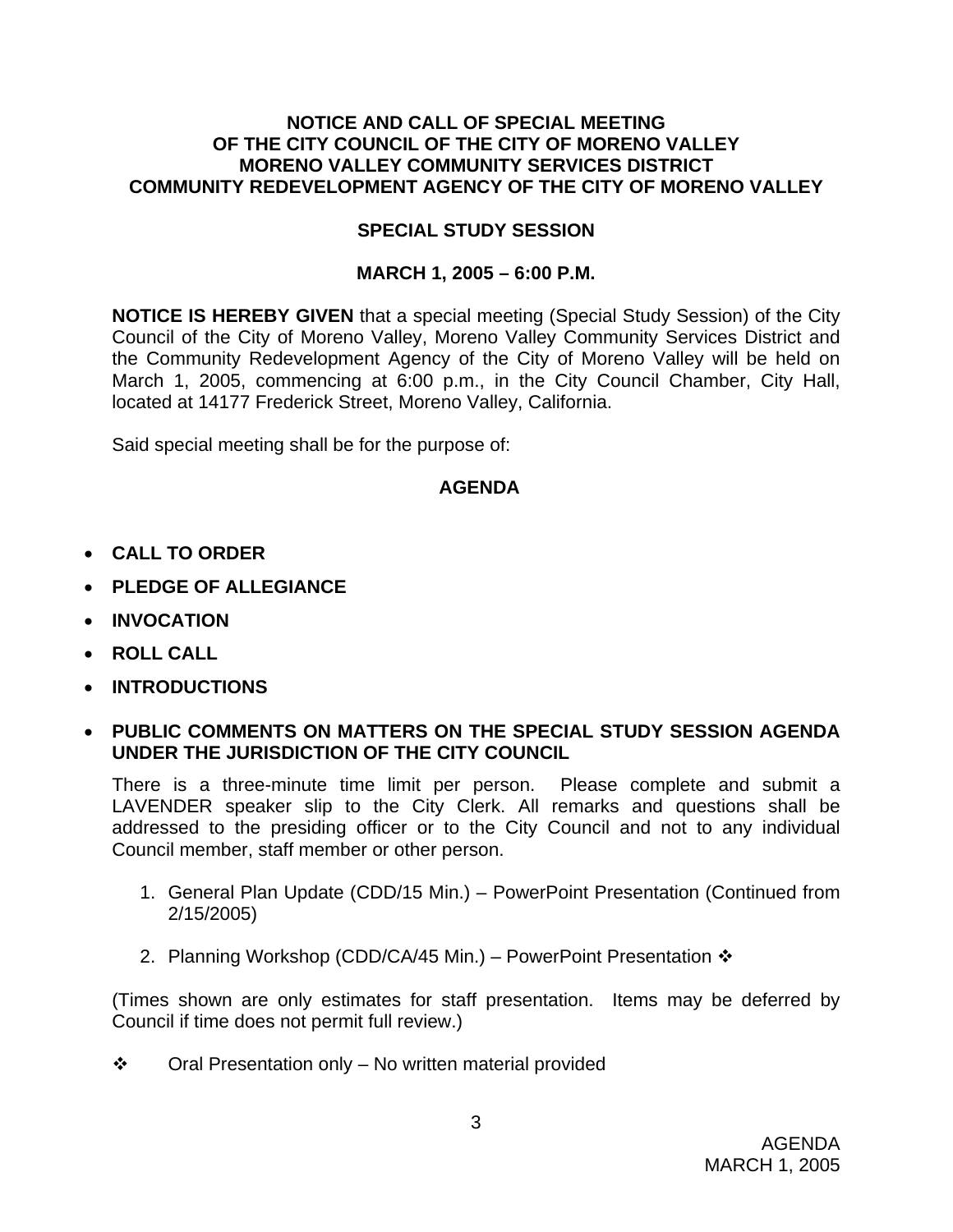**NOTICE AND CALL OF SPECIAL MEETING**
**OF THE CITY COUNCIL OF THE CITY OF MORENO VALLEY**
**MORENO VALLEY COMMUNITY SERVICES DISTRICT**
**COMMUNITY REDEVELOPMENT AGENCY OF THE CITY OF MORENO VALLEY**

## SPECIAL STUDY SESSION

## MARCH 1, 2005 – 6:00 P.M.

**NOTICE IS HEREBY GIVEN** that a special meeting (Special Study Session) of the City Council of the City of Moreno Valley, Moreno Valley Community Services District and the Community Redevelopment Agency of the City of Moreno Valley will be held on March 1, 2005, commencing at 6:00 p.m., in the City Council Chamber, City Hall, located at 14177 Frederick Street, Moreno Valley, California.

Said special meeting shall be for the purpose of:

## AGENDA

- **CALL TO ORDER**
- **PLEDGE OF ALLEGIANCE**
- **INVOCATION**
- **ROLL CALL**
- **INTRODUCTIONS**
- **PUBLIC COMMENTS ON MATTERS ON THE SPECIAL STUDY SESSION AGENDA UNDER THE JURISDICTION OF THE CITY COUNCIL**

  There is a three-minute time limit per person. Please complete and submit a LAVENDER speaker slip to the City Clerk. All remarks and questions shall be addressed to the presiding officer or to the City Council and not to any individual Council member, staff member or other person.

  1. General Plan Update (CDD/15 Min.) – PowerPoint Presentation (Continued from 2/15/2005)
  2. Planning Workshop (CDD/CA/45 Min.) – PowerPoint Presentation ❖

  (Times shown are only estimates for staff presentation. Items may be deferred by Council if time does not permit full review.)

❖ Oral Presentation only – No written material provided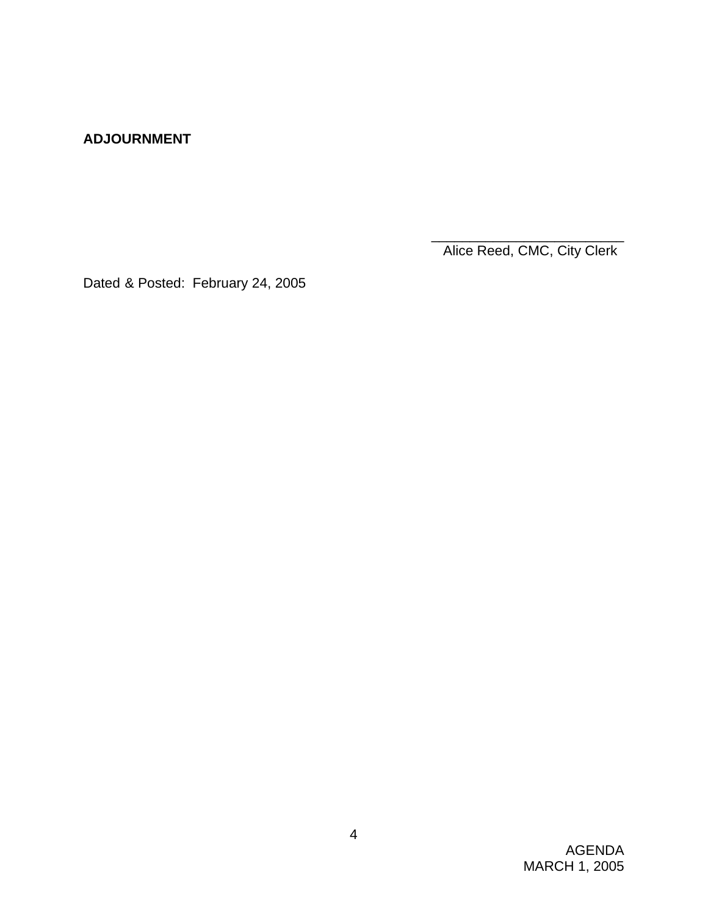**ADJOURNMENT**

\_\_\_\_\_\_\_\_\_\_\_\_\_\_\_\_\_\_\_\_\_\_\_\_\_\_

Alice Reed, CMC, City Clerk

Dated & Posted: February 24, 2005